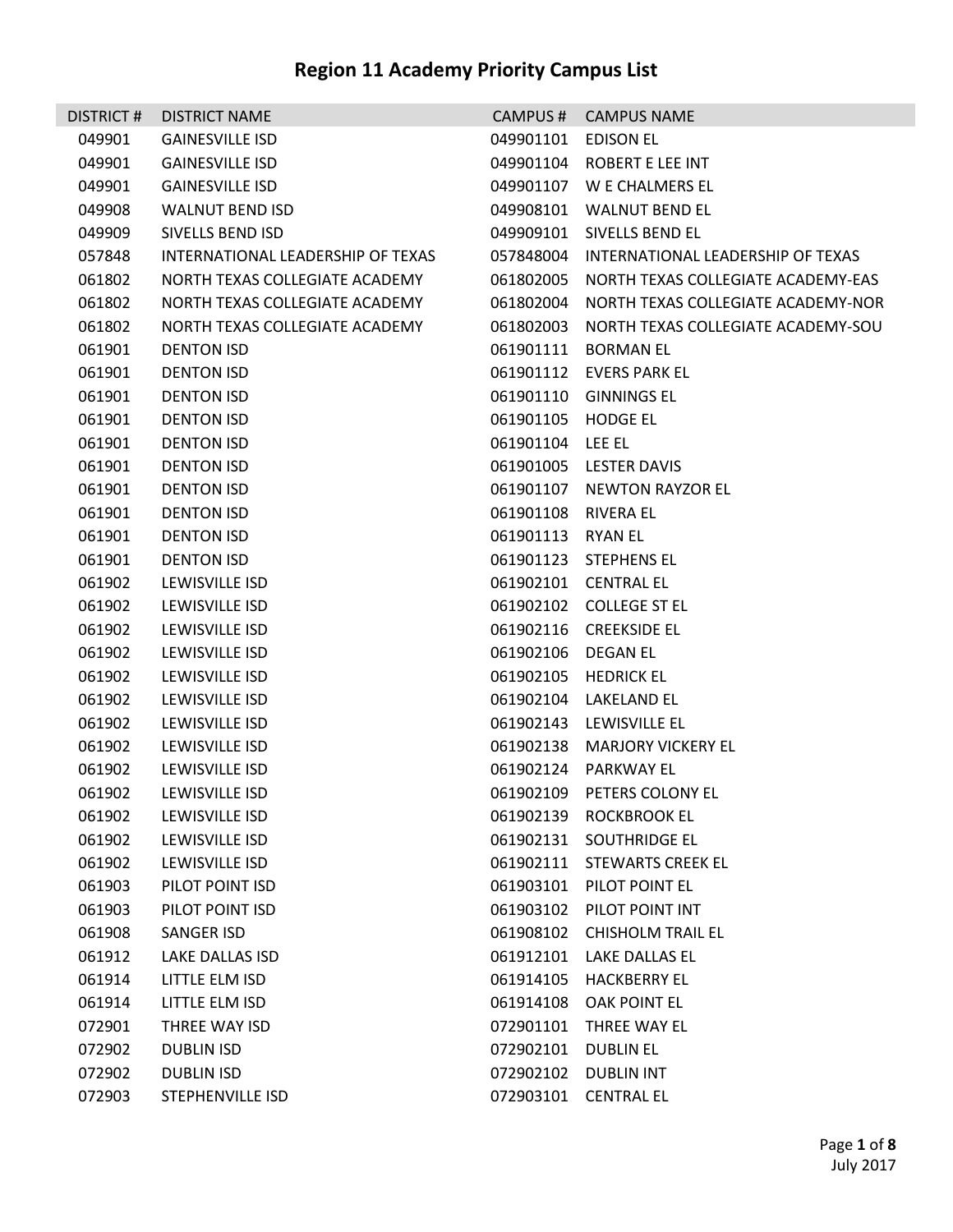# Region 11 Academy Priority Campus List

| DISTRICT # | DISTRICT NAME | CAMPUS # | CAMPUS NAME |
|---|---|---|---|
| 049901 | GAINESVILLE ISD | 049901101 | EDISON EL |
| 049901 | GAINESVILLE ISD | 049901104 | ROBERT E LEE INT |
| 049901 | GAINESVILLE ISD | 049901107 | W E CHALMERS EL |
| 049908 | WALNUT BEND ISD | 049908101 | WALNUT BEND EL |
| 049909 | SIVELLS BEND ISD | 049909101 | SIVELLS BEND EL |
| 057848 | INTERNATIONAL LEADERSHIP OF TEXAS | 057848004 | INTERNATIONAL LEADERSHIP OF TEXAS |
| 061802 | NORTH TEXAS COLLEGIATE ACADEMY | 061802005 | NORTH TEXAS COLLEGIATE ACADEMY-EAS |
| 061802 | NORTH TEXAS COLLEGIATE ACADEMY | 061802004 | NORTH TEXAS COLLEGIATE ACADEMY-NOR |
| 061802 | NORTH TEXAS COLLEGIATE ACADEMY | 061802003 | NORTH TEXAS COLLEGIATE ACADEMY-SOU |
| 061901 | DENTON ISD | 061901111 | BORMAN EL |
| 061901 | DENTON ISD | 061901112 | EVERS PARK EL |
| 061901 | DENTON ISD | 061901110 | GINNINGS EL |
| 061901 | DENTON ISD | 061901105 | HODGE EL |
| 061901 | DENTON ISD | 061901104 | LEE EL |
| 061901 | DENTON ISD | 061901005 | LESTER DAVIS |
| 061901 | DENTON ISD | 061901107 | NEWTON RAYZOR EL |
| 061901 | DENTON ISD | 061901108 | RIVERA EL |
| 061901 | DENTON ISD | 061901113 | RYAN EL |
| 061901 | DENTON ISD | 061901123 | STEPHENS EL |
| 061902 | LEWISVILLE ISD | 061902101 | CENTRAL EL |
| 061902 | LEWISVILLE ISD | 061902102 | COLLEGE ST EL |
| 061902 | LEWISVILLE ISD | 061902116 | CREEKSIDE EL |
| 061902 | LEWISVILLE ISD | 061902106 | DEGAN EL |
| 061902 | LEWISVILLE ISD | 061902105 | HEDRICK EL |
| 061902 | LEWISVILLE ISD | 061902104 | LAKELAND EL |
| 061902 | LEWISVILLE ISD | 061902143 | LEWISVILLE EL |
| 061902 | LEWISVILLE ISD | 061902138 | MARJORY VICKERY EL |
| 061902 | LEWISVILLE ISD | 061902124 | PARKWAY EL |
| 061902 | LEWISVILLE ISD | 061902109 | PETERS COLONY EL |
| 061902 | LEWISVILLE ISD | 061902139 | ROCKBROOK EL |
| 061902 | LEWISVILLE ISD | 061902131 | SOUTHRIDGE EL |
| 061902 | LEWISVILLE ISD | 061902111 | STEWARTS CREEK EL |
| 061903 | PILOT POINT ISD | 061903101 | PILOT POINT EL |
| 061903 | PILOT POINT ISD | 061903102 | PILOT POINT INT |
| 061908 | SANGER ISD | 061908102 | CHISHOLM TRAIL EL |
| 061912 | LAKE DALLAS ISD | 061912101 | LAKE DALLAS EL |
| 061914 | LITTLE ELM ISD | 061914105 | HACKBERRY EL |
| 061914 | LITTLE ELM ISD | 061914108 | OAK POINT EL |
| 072901 | THREE WAY ISD | 072901101 | THREE WAY EL |
| 072902 | DUBLIN ISD | 072902101 | DUBLIN EL |
| 072902 | DUBLIN ISD | 072902102 | DUBLIN INT |
| 072903 | STEPHENVILLE ISD | 072903101 | CENTRAL EL |

July 2017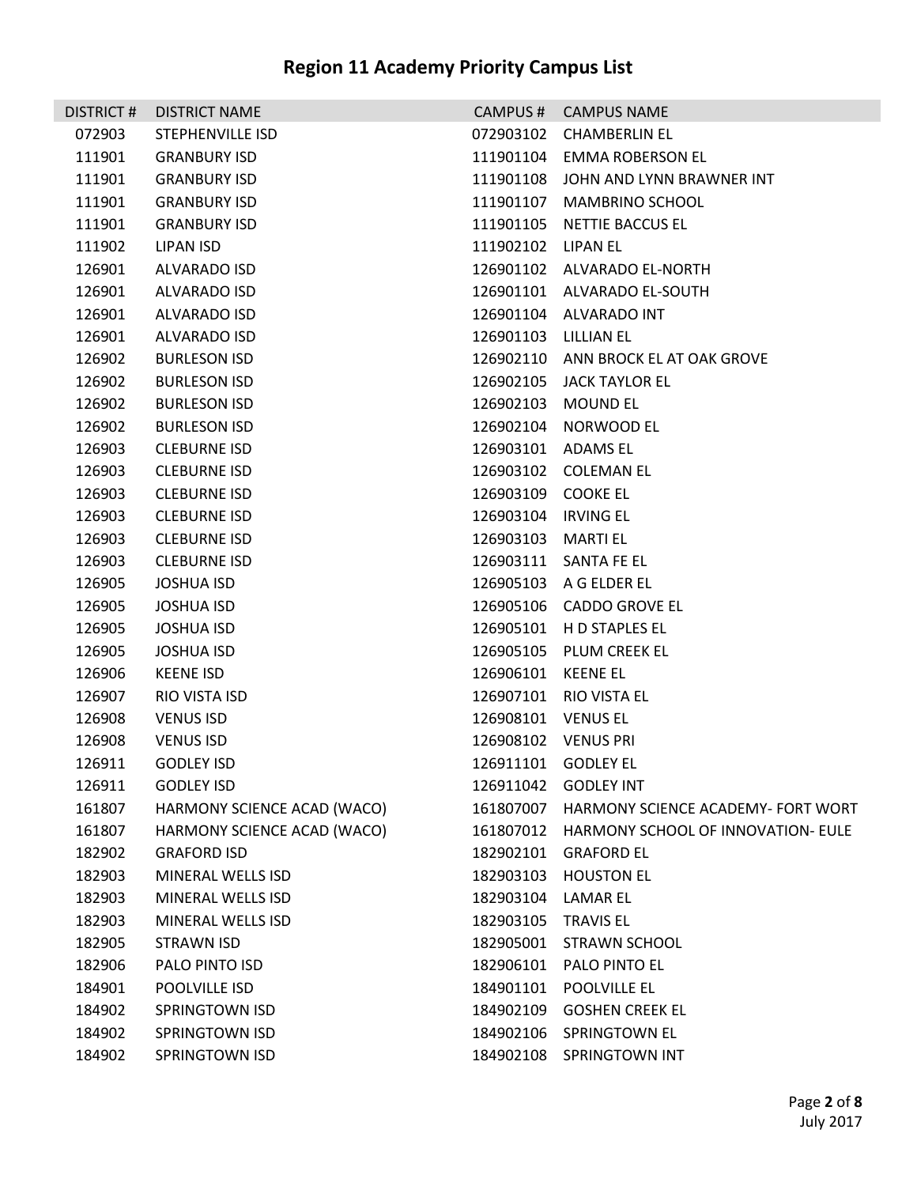# Region 11 Academy Priority Campus List

| DISTRICT # | DISTRICT NAME | CAMPUS # | CAMPUS NAME |
|---|---|---|---|
| 072903 | STEPHENVILLE ISD | 072903102 | CHAMBERLIN EL |
| 111901 | GRANBURY ISD | 111901104 | EMMA ROBERSON EL |
| 111901 | GRANBURY ISD | 111901108 | JOHN AND LYNN BRAWNER INT |
| 111901 | GRANBURY ISD | 111901107 | MAMBRINO SCHOOL |
| 111901 | GRANBURY ISD | 111901105 | NETTIE BACCUS EL |
| 111902 | LIPAN ISD | 111902102 | LIPAN EL |
| 126901 | ALVARADO ISD | 126901102 | ALVARADO EL-NORTH |
| 126901 | ALVARADO ISD | 126901101 | ALVARADO EL-SOUTH |
| 126901 | ALVARADO ISD | 126901104 | ALVARADO INT |
| 126901 | ALVARADO ISD | 126901103 | LILLIAN EL |
| 126902 | BURLESON ISD | 126902110 | ANN BROCK EL AT OAK GROVE |
| 126902 | BURLESON ISD | 126902105 | JACK TAYLOR EL |
| 126902 | BURLESON ISD | 126902103 | MOUND EL |
| 126902 | BURLESON ISD | 126902104 | NORWOOD EL |
| 126903 | CLEBURNE ISD | 126903101 | ADAMS EL |
| 126903 | CLEBURNE ISD | 126903102 | COLEMAN EL |
| 126903 | CLEBURNE ISD | 126903109 | COOKE EL |
| 126903 | CLEBURNE ISD | 126903104 | IRVING EL |
| 126903 | CLEBURNE ISD | 126903103 | MARTI EL |
| 126903 | CLEBURNE ISD | 126903111 | SANTA FE EL |
| 126905 | JOSHUA ISD | 126905103 | A G ELDER EL |
| 126905 | JOSHUA ISD | 126905106 | CADDO GROVE EL |
| 126905 | JOSHUA ISD | 126905101 | H D STAPLES EL |
| 126905 | JOSHUA ISD | 126905105 | PLUM CREEK EL |
| 126906 | KEENE ISD | 126906101 | KEENE EL |
| 126907 | RIO VISTA ISD | 126907101 | RIO VISTA EL |
| 126908 | VENUS ISD | 126908101 | VENUS EL |
| 126908 | VENUS ISD | 126908102 | VENUS PRI |
| 126911 | GODLEY ISD | 126911101 | GODLEY EL |
| 126911 | GODLEY ISD | 126911042 | GODLEY INT |
| 161807 | HARMONY SCIENCE ACAD (WACO) | 161807007 | HARMONY SCIENCE ACADEMY- FORT WORT |
| 161807 | HARMONY SCIENCE ACAD (WACO) | 161807012 | HARMONY SCHOOL OF INNOVATION- EULE |
| 182902 | GRAFORD ISD | 182902101 | GRAFORD EL |
| 182903 | MINERAL WELLS ISD | 182903103 | HOUSTON EL |
| 182903 | MINERAL WELLS ISD | 182903104 | LAMAR EL |
| 182903 | MINERAL WELLS ISD | 182903105 | TRAVIS EL |
| 182905 | STRAWN ISD | 182905001 | STRAWN SCHOOL |
| 182906 | PALO PINTO ISD | 182906101 | PALO PINTO EL |
| 184901 | POOLVILLE ISD | 184901101 | POOLVILLE EL |
| 184902 | SPRINGTOWN ISD | 184902109 | GOSHEN CREEK EL |
| 184902 | SPRINGTOWN ISD | 184902106 | SPRINGTOWN EL |
| 184902 | SPRINGTOWN ISD | 184902108 | SPRINGTOWN INT |

July 2017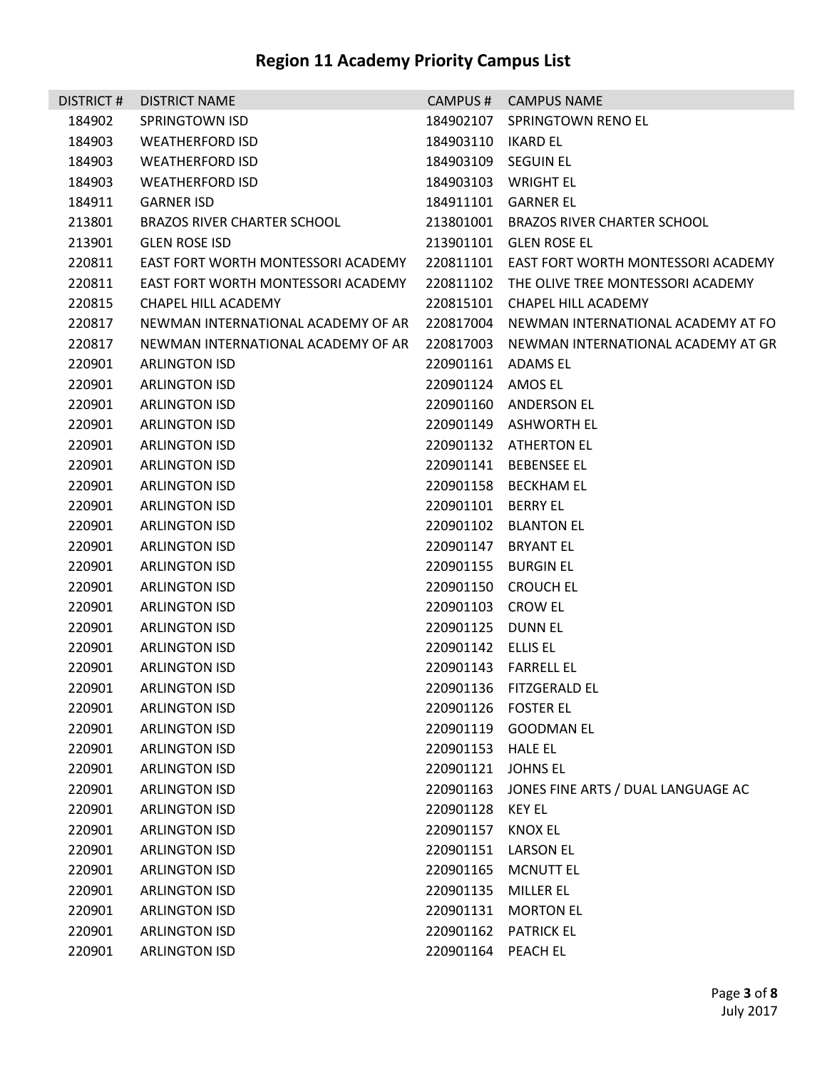# Region 11 Academy Priority Campus List

| DISTRICT # | DISTRICT NAME | CAMPUS # | CAMPUS NAME |
|---|---|---|---|
| 184902 | SPRINGTOWN ISD | 184902107 | SPRINGTOWN RENO EL |
| 184903 | WEATHERFORD ISD | 184903110 | IKARD EL |
| 184903 | WEATHERFORD ISD | 184903109 | SEGUIN EL |
| 184903 | WEATHERFORD ISD | 184903103 | WRIGHT EL |
| 184911 | GARNER ISD | 184911101 | GARNER EL |
| 213801 | BRAZOS RIVER CHARTER SCHOOL | 213801001 | BRAZOS RIVER CHARTER SCHOOL |
| 213901 | GLEN ROSE ISD | 213901101 | GLEN ROSE EL |
| 220811 | EAST FORT WORTH MONTESSORI ACADEMY | 220811101 | EAST FORT WORTH MONTESSORI ACADEMY |
| 220811 | EAST FORT WORTH MONTESSORI ACADEMY | 220811102 | THE OLIVE TREE MONTESSORI ACADEMY |
| 220815 | CHAPEL HILL ACADEMY | 220815101 | CHAPEL HILL ACADEMY |
| 220817 | NEWMAN INTERNATIONAL ACADEMY OF AR | 220817004 | NEWMAN INTERNATIONAL ACADEMY AT FO |
| 220817 | NEWMAN INTERNATIONAL ACADEMY OF AR | 220817003 | NEWMAN INTERNATIONAL ACADEMY AT GR |
| 220901 | ARLINGTON ISD | 220901161 | ADAMS EL |
| 220901 | ARLINGTON ISD | 220901124 | AMOS EL |
| 220901 | ARLINGTON ISD | 220901160 | ANDERSON EL |
| 220901 | ARLINGTON ISD | 220901149 | ASHWORTH EL |
| 220901 | ARLINGTON ISD | 220901132 | ATHERTON EL |
| 220901 | ARLINGTON ISD | 220901141 | BEBENSEE EL |
| 220901 | ARLINGTON ISD | 220901158 | BECKHAM EL |
| 220901 | ARLINGTON ISD | 220901101 | BERRY EL |
| 220901 | ARLINGTON ISD | 220901102 | BLANTON EL |
| 220901 | ARLINGTON ISD | 220901147 | BRYANT EL |
| 220901 | ARLINGTON ISD | 220901155 | BURGIN EL |
| 220901 | ARLINGTON ISD | 220901150 | CROUCH EL |
| 220901 | ARLINGTON ISD | 220901103 | CROW EL |
| 220901 | ARLINGTON ISD | 220901125 | DUNN EL |
| 220901 | ARLINGTON ISD | 220901142 | ELLIS EL |
| 220901 | ARLINGTON ISD | 220901143 | FARRELL EL |
| 220901 | ARLINGTON ISD | 220901136 | FITZGERALD EL |
| 220901 | ARLINGTON ISD | 220901126 | FOSTER EL |
| 220901 | ARLINGTON ISD | 220901119 | GOODMAN EL |
| 220901 | ARLINGTON ISD | 220901153 | HALE EL |
| 220901 | ARLINGTON ISD | 220901121 | JOHNS EL |
| 220901 | ARLINGTON ISD | 220901163 | JONES FINE ARTS / DUAL LANGUAGE AC |
| 220901 | ARLINGTON ISD | 220901128 | KEY EL |
| 220901 | ARLINGTON ISD | 220901157 | KNOX EL |
| 220901 | ARLINGTON ISD | 220901151 | LARSON EL |
| 220901 | ARLINGTON ISD | 220901165 | MCNUTT EL |
| 220901 | ARLINGTON ISD | 220901135 | MILLER EL |
| 220901 | ARLINGTON ISD | 220901131 | MORTON EL |
| 220901 | ARLINGTON ISD | 220901162 | PATRICK EL |
| 220901 | ARLINGTON ISD | 220901164 | PEACH EL |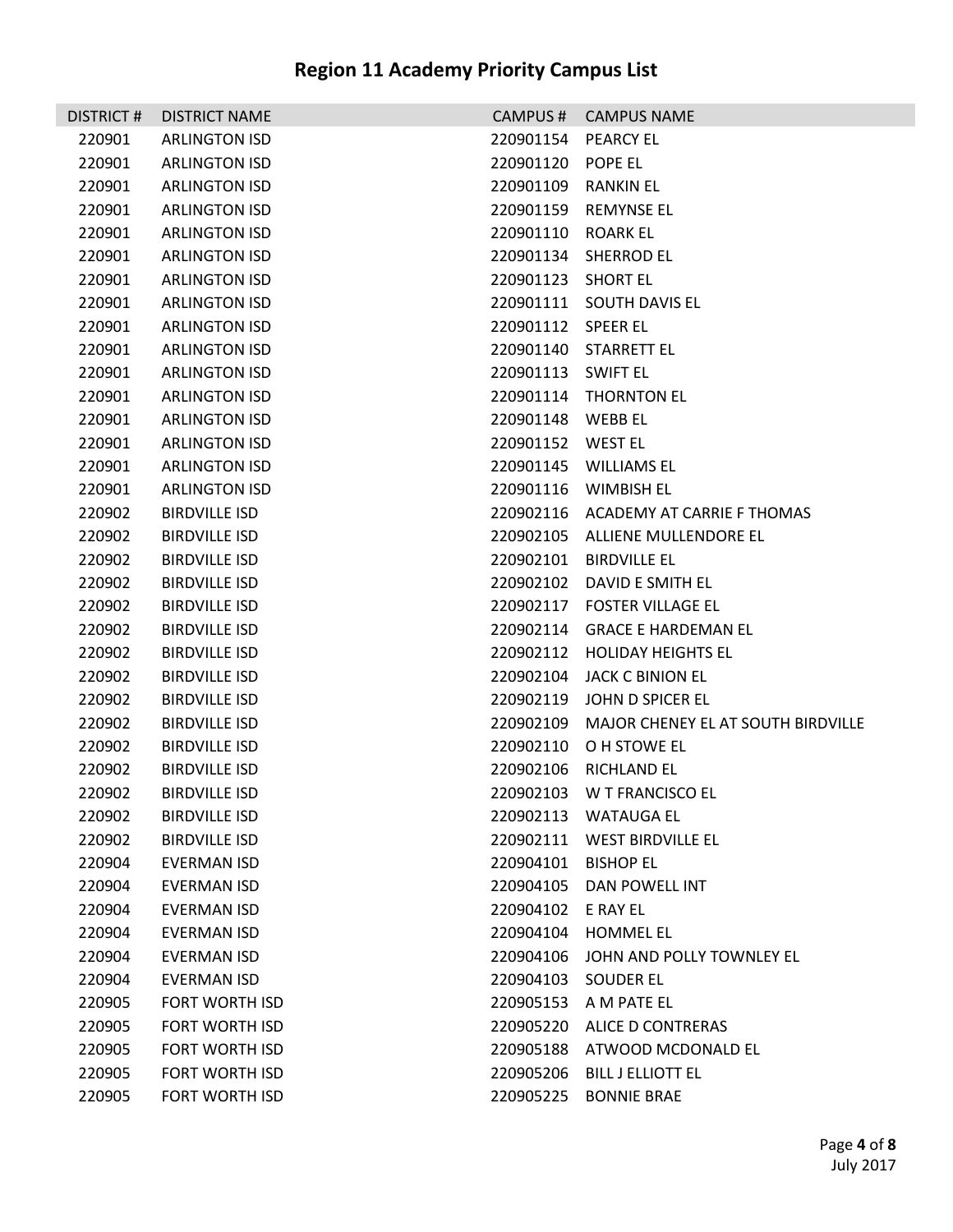# Region 11 Academy Priority Campus List

| DISTRICT # | DISTRICT NAME | CAMPUS # | CAMPUS NAME |
|---|---|---|---|
| 220901 | ARLINGTON ISD | 220901154 | PEARCY EL |
| 220901 | ARLINGTON ISD | 220901120 | POPE EL |
| 220901 | ARLINGTON ISD | 220901109 | RANKIN EL |
| 220901 | ARLINGTON ISD | 220901159 | REMYNSE EL |
| 220901 | ARLINGTON ISD | 220901110 | ROARK EL |
| 220901 | ARLINGTON ISD | 220901134 | SHERROD EL |
| 220901 | ARLINGTON ISD | 220901123 | SHORT EL |
| 220901 | ARLINGTON ISD | 220901111 | SOUTH DAVIS EL |
| 220901 | ARLINGTON ISD | 220901112 | SPEER EL |
| 220901 | ARLINGTON ISD | 220901140 | STARRETT EL |
| 220901 | ARLINGTON ISD | 220901113 | SWIFT EL |
| 220901 | ARLINGTON ISD | 220901114 | THORNTON EL |
| 220901 | ARLINGTON ISD | 220901148 | WEBB EL |
| 220901 | ARLINGTON ISD | 220901152 | WEST EL |
| 220901 | ARLINGTON ISD | 220901145 | WILLIAMS EL |
| 220901 | ARLINGTON ISD | 220901116 | WIMBISH EL |
| 220902 | BIRDVILLE ISD | 220902116 | ACADEMY AT CARRIE F THOMAS |
| 220902 | BIRDVILLE ISD | 220902105 | ALLIENE MULLENDORE EL |
| 220902 | BIRDVILLE ISD | 220902101 | BIRDVILLE EL |
| 220902 | BIRDVILLE ISD | 220902102 | DAVID E SMITH EL |
| 220902 | BIRDVILLE ISD | 220902117 | FOSTER VILLAGE EL |
| 220902 | BIRDVILLE ISD | 220902114 | GRACE E HARDEMAN EL |
| 220902 | BIRDVILLE ISD | 220902112 | HOLIDAY HEIGHTS EL |
| 220902 | BIRDVILLE ISD | 220902104 | JACK C BINION EL |
| 220902 | BIRDVILLE ISD | 220902119 | JOHN D SPICER EL |
| 220902 | BIRDVILLE ISD | 220902109 | MAJOR CHENEY EL AT SOUTH BIRDVILLE |
| 220902 | BIRDVILLE ISD | 220902110 | O H STOWE EL |
| 220902 | BIRDVILLE ISD | 220902106 | RICHLAND EL |
| 220902 | BIRDVILLE ISD | 220902103 | W T FRANCISCO EL |
| 220902 | BIRDVILLE ISD | 220902113 | WATAUGA EL |
| 220902 | BIRDVILLE ISD | 220902111 | WEST BIRDVILLE EL |
| 220904 | EVERMAN ISD | 220904101 | BISHOP EL |
| 220904 | EVERMAN ISD | 220904105 | DAN POWELL INT |
| 220904 | EVERMAN ISD | 220904102 | E RAY EL |
| 220904 | EVERMAN ISD | 220904104 | HOMMEL EL |
| 220904 | EVERMAN ISD | 220904106 | JOHN AND POLLY TOWNLEY EL |
| 220904 | EVERMAN ISD | 220904103 | SOUDER EL |
| 220905 | FORT WORTH ISD | 220905153 | A M PATE EL |
| 220905 | FORT WORTH ISD | 220905220 | ALICE D CONTRERAS |
| 220905 | FORT WORTH ISD | 220905188 | ATWOOD MCDONALD EL |
| 220905 | FORT WORTH ISD | 220905206 | BILL J ELLIOTT EL |
| 220905 | FORT WORTH ISD | 220905225 | BONNIE BRAE |

July 2017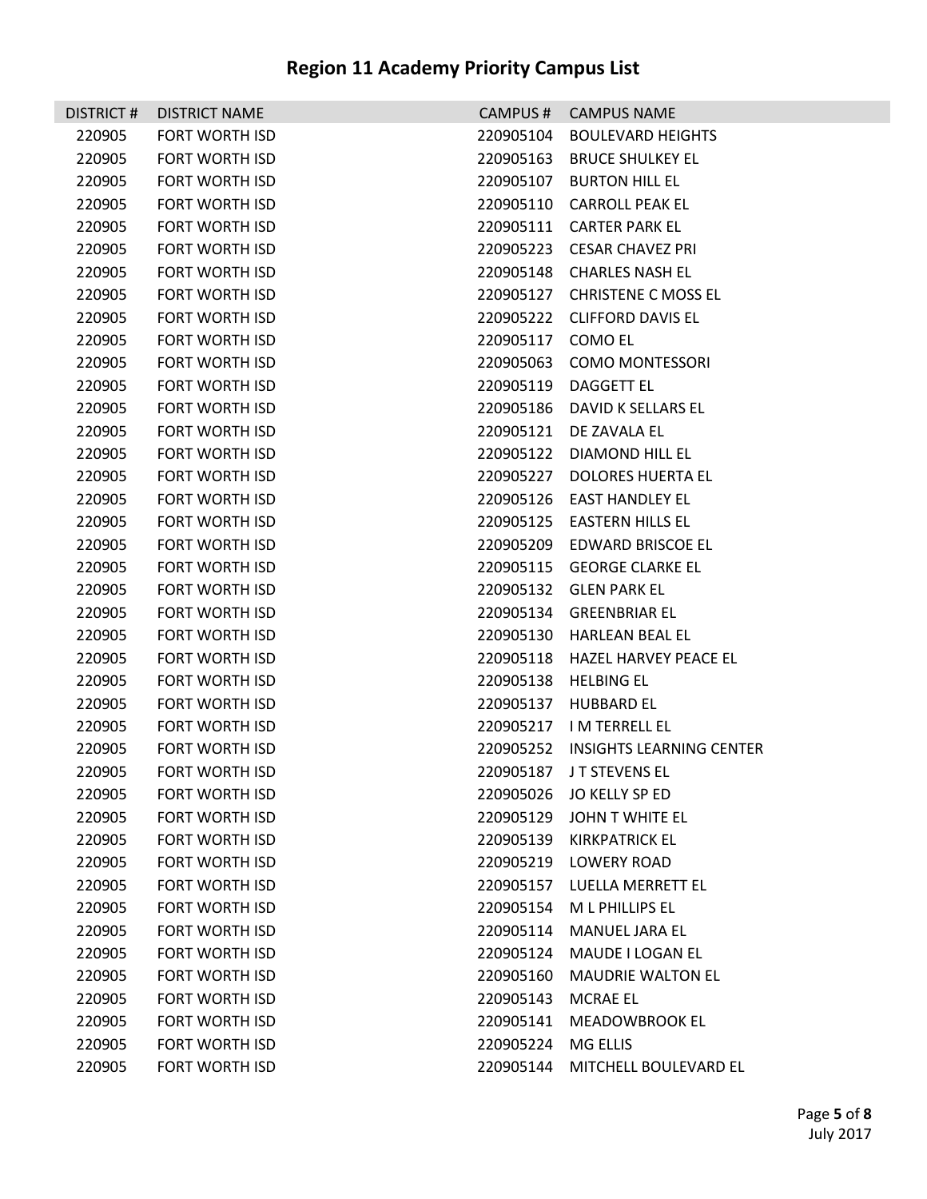# Region 11 Academy Priority Campus List

| DISTRICT # | DISTRICT NAME | CAMPUS # | CAMPUS NAME |
|---|---|---|---|
| 220905 | FORT WORTH ISD | 220905104 | BOULEVARD HEIGHTS |
| 220905 | FORT WORTH ISD | 220905163 | BRUCE SHULKEY EL |
| 220905 | FORT WORTH ISD | 220905107 | BURTON HILL EL |
| 220905 | FORT WORTH ISD | 220905110 | CARROLL PEAK EL |
| 220905 | FORT WORTH ISD | 220905111 | CARTER PARK EL |
| 220905 | FORT WORTH ISD | 220905223 | CESAR CHAVEZ PRI |
| 220905 | FORT WORTH ISD | 220905148 | CHARLES NASH EL |
| 220905 | FORT WORTH ISD | 220905127 | CHRISTENE C MOSS EL |
| 220905 | FORT WORTH ISD | 220905222 | CLIFFORD DAVIS EL |
| 220905 | FORT WORTH ISD | 220905117 | COMO EL |
| 220905 | FORT WORTH ISD | 220905063 | COMO MONTESSORI |
| 220905 | FORT WORTH ISD | 220905119 | DAGGETT EL |
| 220905 | FORT WORTH ISD | 220905186 | DAVID K SELLARS EL |
| 220905 | FORT WORTH ISD | 220905121 | DE ZAVALA EL |
| 220905 | FORT WORTH ISD | 220905122 | DIAMOND HILL EL |
| 220905 | FORT WORTH ISD | 220905227 | DOLORES HUERTA EL |
| 220905 | FORT WORTH ISD | 220905126 | EAST HANDLEY EL |
| 220905 | FORT WORTH ISD | 220905125 | EASTERN HILLS EL |
| 220905 | FORT WORTH ISD | 220905209 | EDWARD BRISCOE EL |
| 220905 | FORT WORTH ISD | 220905115 | GEORGE CLARKE EL |
| 220905 | FORT WORTH ISD | 220905132 | GLEN PARK EL |
| 220905 | FORT WORTH ISD | 220905134 | GREENBRIAR EL |
| 220905 | FORT WORTH ISD | 220905130 | HARLEAN BEAL EL |
| 220905 | FORT WORTH ISD | 220905118 | HAZEL HARVEY PEACE EL |
| 220905 | FORT WORTH ISD | 220905138 | HELBING EL |
| 220905 | FORT WORTH ISD | 220905137 | HUBBARD EL |
| 220905 | FORT WORTH ISD | 220905217 | I M TERRELL EL |
| 220905 | FORT WORTH ISD | 220905252 | INSIGHTS LEARNING CENTER |
| 220905 | FORT WORTH ISD | 220905187 | J T STEVENS EL |
| 220905 | FORT WORTH ISD | 220905026 | JO KELLY SP ED |
| 220905 | FORT WORTH ISD | 220905129 | JOHN T WHITE EL |
| 220905 | FORT WORTH ISD | 220905139 | KIRKPATRICK EL |
| 220905 | FORT WORTH ISD | 220905219 | LOWERY ROAD |
| 220905 | FORT WORTH ISD | 220905157 | LUELLA MERRETT EL |
| 220905 | FORT WORTH ISD | 220905154 | M L PHILLIPS EL |
| 220905 | FORT WORTH ISD | 220905114 | MANUEL JARA EL |
| 220905 | FORT WORTH ISD | 220905124 | MAUDE I LOGAN EL |
| 220905 | FORT WORTH ISD | 220905160 | MAUDRIE WALTON EL |
| 220905 | FORT WORTH ISD | 220905143 | MCRAE EL |
| 220905 | FORT WORTH ISD | 220905141 | MEADOWBROOK EL |
| 220905 | FORT WORTH ISD | 220905224 | MG ELLIS |
| 220905 | FORT WORTH ISD | 220905144 | MITCHELL BOULEVARD EL |

July 2017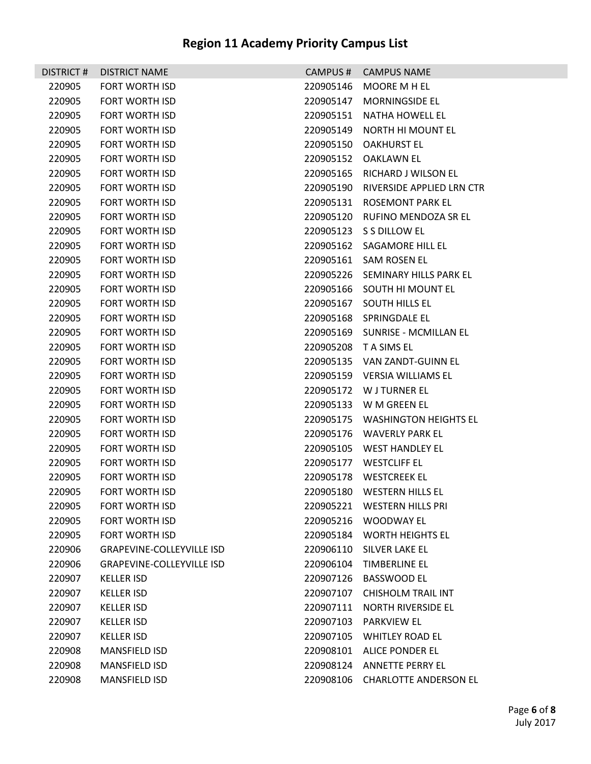# Region 11 Academy Priority Campus List

| DISTRICT # | DISTRICT NAME | CAMPUS # | CAMPUS NAME |
|---|---|---|---|
| 220905 | FORT WORTH ISD | 220905146 | MOORE M H EL |
| 220905 | FORT WORTH ISD | 220905147 | MORNINGSIDE EL |
| 220905 | FORT WORTH ISD | 220905151 | NATHA HOWELL EL |
| 220905 | FORT WORTH ISD | 220905149 | NORTH HI MOUNT EL |
| 220905 | FORT WORTH ISD | 220905150 | OAKHURST EL |
| 220905 | FORT WORTH ISD | 220905152 | OAKLAWN EL |
| 220905 | FORT WORTH ISD | 220905165 | RICHARD J WILSON EL |
| 220905 | FORT WORTH ISD | 220905190 | RIVERSIDE APPLIED LRN CTR |
| 220905 | FORT WORTH ISD | 220905131 | ROSEMONT PARK EL |
| 220905 | FORT WORTH ISD | 220905120 | RUFINO MENDOZA SR EL |
| 220905 | FORT WORTH ISD | 220905123 | S S DILLOW EL |
| 220905 | FORT WORTH ISD | 220905162 | SAGAMORE HILL EL |
| 220905 | FORT WORTH ISD | 220905161 | SAM ROSEN EL |
| 220905 | FORT WORTH ISD | 220905226 | SEMINARY HILLS PARK EL |
| 220905 | FORT WORTH ISD | 220905166 | SOUTH HI MOUNT EL |
| 220905 | FORT WORTH ISD | 220905167 | SOUTH HILLS EL |
| 220905 | FORT WORTH ISD | 220905168 | SPRINGDALE EL |
| 220905 | FORT WORTH ISD | 220905169 | SUNRISE - MCMILLAN EL |
| 220905 | FORT WORTH ISD | 220905208 | T A SIMS EL |
| 220905 | FORT WORTH ISD | 220905135 | VAN ZANDT-GUINN EL |
| 220905 | FORT WORTH ISD | 220905159 | VERSIA WILLIAMS EL |
| 220905 | FORT WORTH ISD | 220905172 | W J TURNER EL |
| 220905 | FORT WORTH ISD | 220905133 | W M GREEN EL |
| 220905 | FORT WORTH ISD | 220905175 | WASHINGTON HEIGHTS EL |
| 220905 | FORT WORTH ISD | 220905176 | WAVERLY PARK EL |
| 220905 | FORT WORTH ISD | 220905105 | WEST HANDLEY EL |
| 220905 | FORT WORTH ISD | 220905177 | WESTCLIFF EL |
| 220905 | FORT WORTH ISD | 220905178 | WESTCREEK EL |
| 220905 | FORT WORTH ISD | 220905180 | WESTERN HILLS EL |
| 220905 | FORT WORTH ISD | 220905221 | WESTERN HILLS PRI |
| 220905 | FORT WORTH ISD | 220905216 | WOODWAY EL |
| 220905 | FORT WORTH ISD | 220905184 | WORTH HEIGHTS EL |
| 220906 | GRAPEVINE-COLLEYVILLE ISD | 220906110 | SILVER LAKE EL |
| 220906 | GRAPEVINE-COLLEYVILLE ISD | 220906104 | TIMBERLINE EL |
| 220907 | KELLER ISD | 220907126 | BASSWOOD EL |
| 220907 | KELLER ISD | 220907107 | CHISHOLM TRAIL INT |
| 220907 | KELLER ISD | 220907111 | NORTH RIVERSIDE EL |
| 220907 | KELLER ISD | 220907103 | PARKVIEW EL |
| 220907 | KELLER ISD | 220907105 | WHITLEY ROAD EL |
| 220908 | MANSFIELD ISD | 220908101 | ALICE PONDER EL |
| 220908 | MANSFIELD ISD | 220908124 | ANNETTE PERRY EL |
| 220908 | MANSFIELD ISD | 220908106 | CHARLOTTE ANDERSON EL |

July 2017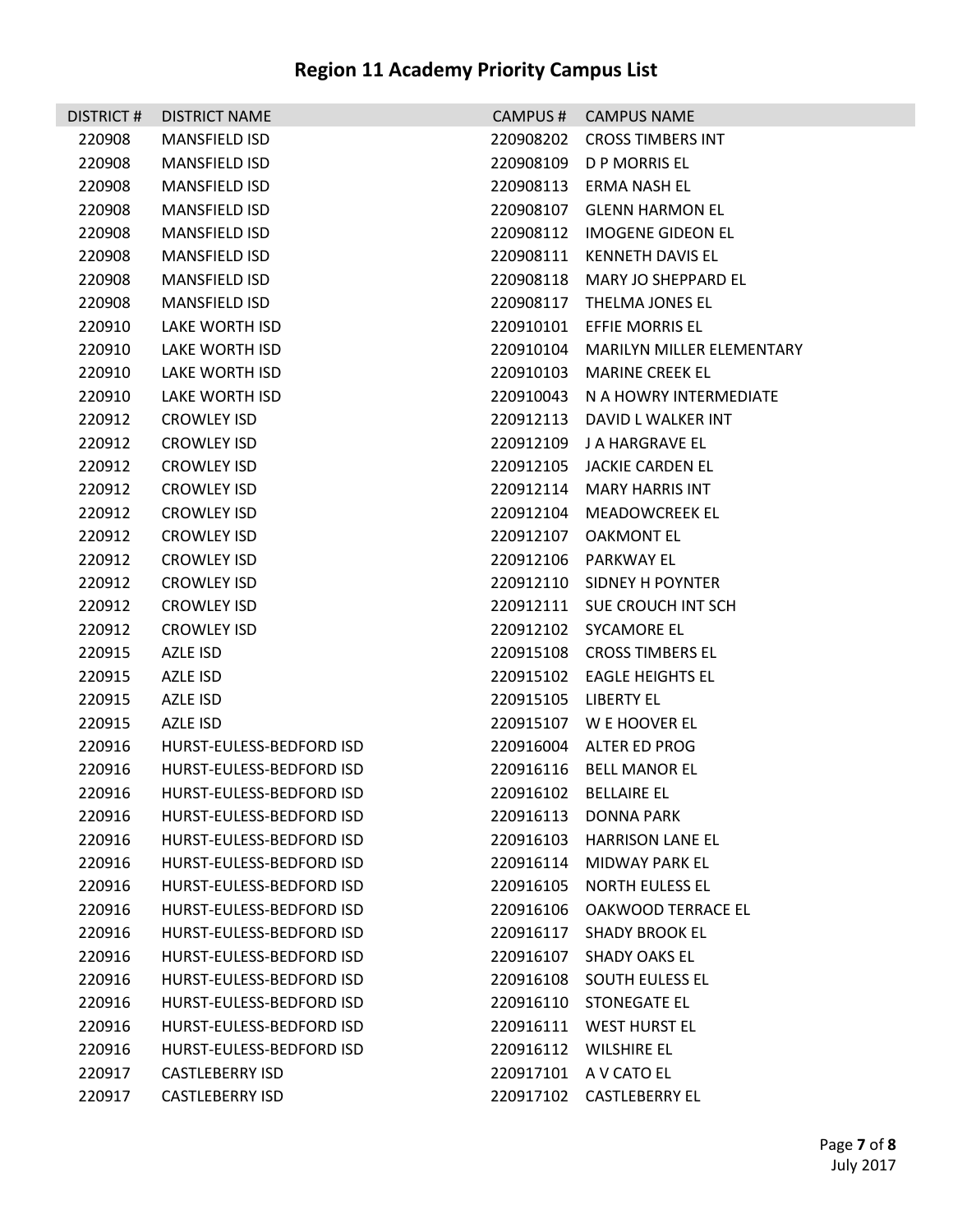# Region 11 Academy Priority Campus List

| DISTRICT # | DISTRICT NAME | CAMPUS # | CAMPUS NAME |
|---|---|---|---|
| 220908 | MANSFIELD ISD | 220908202 | CROSS TIMBERS INT |
| 220908 | MANSFIELD ISD | 220908109 | D P MORRIS EL |
| 220908 | MANSFIELD ISD | 220908113 | ERMA NASH EL |
| 220908 | MANSFIELD ISD | 220908107 | GLENN HARMON EL |
| 220908 | MANSFIELD ISD | 220908112 | IMOGENE GIDEON EL |
| 220908 | MANSFIELD ISD | 220908111 | KENNETH DAVIS EL |
| 220908 | MANSFIELD ISD | 220908118 | MARY JO SHEPPARD EL |
| 220908 | MANSFIELD ISD | 220908117 | THELMA JONES EL |
| 220910 | LAKE WORTH ISD | 220910101 | EFFIE MORRIS EL |
| 220910 | LAKE WORTH ISD | 220910104 | MARILYN MILLER ELEMENTARY |
| 220910 | LAKE WORTH ISD | 220910103 | MARINE CREEK EL |
| 220910 | LAKE WORTH ISD | 220910043 | N A HOWRY INTERMEDIATE |
| 220912 | CROWLEY ISD | 220912113 | DAVID L WALKER INT |
| 220912 | CROWLEY ISD | 220912109 | J A HARGRAVE EL |
| 220912 | CROWLEY ISD | 220912105 | JACKIE CARDEN EL |
| 220912 | CROWLEY ISD | 220912114 | MARY HARRIS INT |
| 220912 | CROWLEY ISD | 220912104 | MEADOWCREEK EL |
| 220912 | CROWLEY ISD | 220912107 | OAKMONT EL |
| 220912 | CROWLEY ISD | 220912106 | PARKWAY EL |
| 220912 | CROWLEY ISD | 220912110 | SIDNEY H POYNTER |
| 220912 | CROWLEY ISD | 220912111 | SUE CROUCH INT SCH |
| 220912 | CROWLEY ISD | 220912102 | SYCAMORE EL |
| 220915 | AZLE ISD | 220915108 | CROSS TIMBERS EL |
| 220915 | AZLE ISD | 220915102 | EAGLE HEIGHTS EL |
| 220915 | AZLE ISD | 220915105 | LIBERTY EL |
| 220915 | AZLE ISD | 220915107 | W E HOOVER EL |
| 220916 | HURST-EULESS-BEDFORD ISD | 220916004 | ALTER ED PROG |
| 220916 | HURST-EULESS-BEDFORD ISD | 220916116 | BELL MANOR EL |
| 220916 | HURST-EULESS-BEDFORD ISD | 220916102 | BELLAIRE EL |
| 220916 | HURST-EULESS-BEDFORD ISD | 220916113 | DONNA PARK |
| 220916 | HURST-EULESS-BEDFORD ISD | 220916103 | HARRISON LANE EL |
| 220916 | HURST-EULESS-BEDFORD ISD | 220916114 | MIDWAY PARK EL |
| 220916 | HURST-EULESS-BEDFORD ISD | 220916105 | NORTH EULESS EL |
| 220916 | HURST-EULESS-BEDFORD ISD | 220916106 | OAKWOOD TERRACE EL |
| 220916 | HURST-EULESS-BEDFORD ISD | 220916117 | SHADY BROOK EL |
| 220916 | HURST-EULESS-BEDFORD ISD | 220916107 | SHADY OAKS EL |
| 220916 | HURST-EULESS-BEDFORD ISD | 220916108 | SOUTH EULESS EL |
| 220916 | HURST-EULESS-BEDFORD ISD | 220916110 | STONEGATE EL |
| 220916 | HURST-EULESS-BEDFORD ISD | 220916111 | WEST HURST EL |
| 220916 | HURST-EULESS-BEDFORD ISD | 220916112 | WILSHIRE EL |
| 220917 | CASTLEBERRY ISD | 220917101 | A V CATO EL |
| 220917 | CASTLEBERRY ISD | 220917102 | CASTLEBERRY EL |

July 2017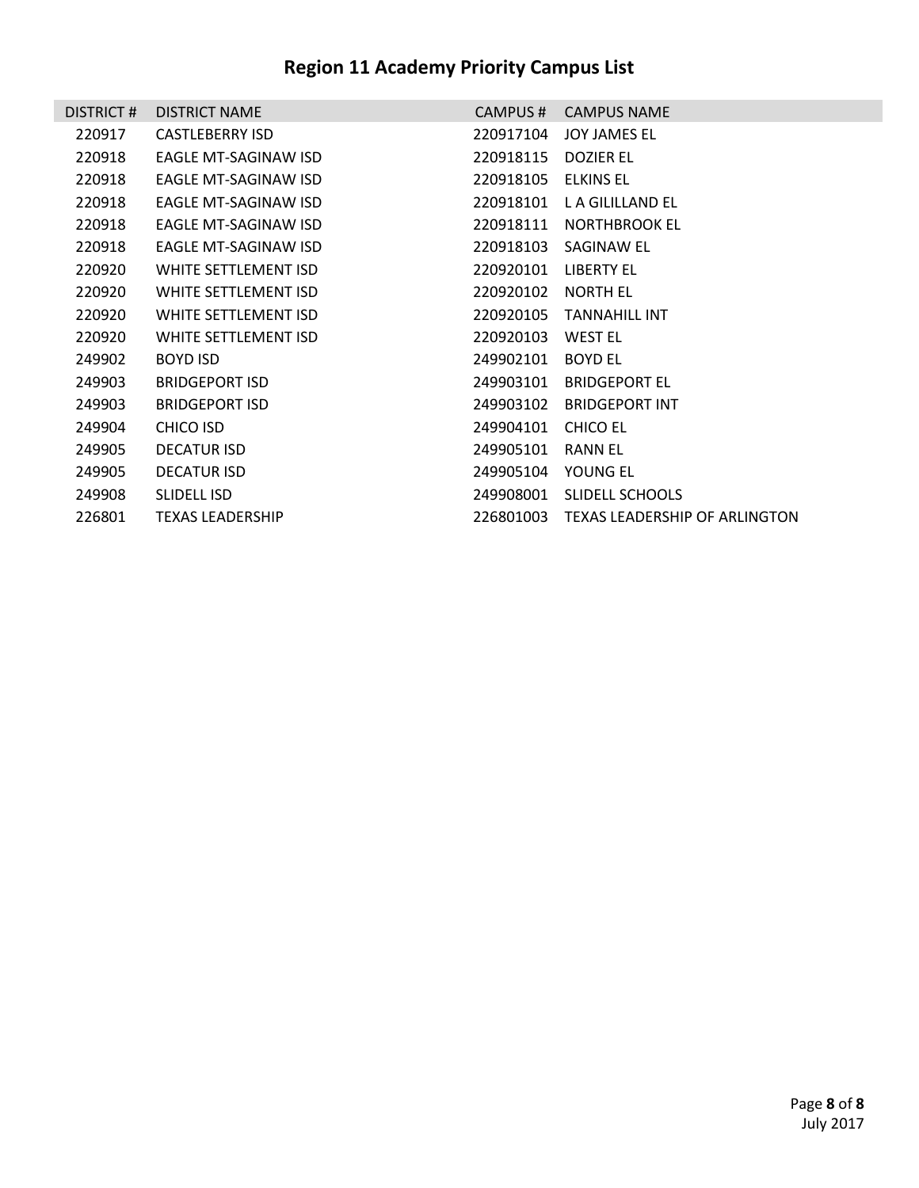# Region 11 Academy Priority Campus List

| DISTRICT # | DISTRICT NAME | CAMPUS # | CAMPUS NAME |
|---|---|---|---|
| 220917 | CASTLEBERRY ISD | 220917104 | JOY JAMES EL |
| 220918 | EAGLE MT-SAGINAW ISD | 220918115 | DOZIER EL |
| 220918 | EAGLE MT-SAGINAW ISD | 220918105 | ELKINS EL |
| 220918 | EAGLE MT-SAGINAW ISD | 220918101 | L A GILILLAND EL |
| 220918 | EAGLE MT-SAGINAW ISD | 220918111 | NORTHBROOK EL |
| 220918 | EAGLE MT-SAGINAW ISD | 220918103 | SAGINAW EL |
| 220920 | WHITE SETTLEMENT ISD | 220920101 | LIBERTY EL |
| 220920 | WHITE SETTLEMENT ISD | 220920102 | NORTH EL |
| 220920 | WHITE SETTLEMENT ISD | 220920105 | TANNAHILL INT |
| 220920 | WHITE SETTLEMENT ISD | 220920103 | WEST EL |
| 249902 | BOYD ISD | 249902101 | BOYD EL |
| 249903 | BRIDGEPORT ISD | 249903101 | BRIDGEPORT EL |
| 249903 | BRIDGEPORT ISD | 249903102 | BRIDGEPORT INT |
| 249904 | CHICO ISD | 249904101 | CHICO EL |
| 249905 | DECATUR ISD | 249905101 | RANN EL |
| 249905 | DECATUR ISD | 249905104 | YOUNG EL |
| 249908 | SLIDELL ISD | 249908001 | SLIDELL SCHOOLS |
| 226801 | TEXAS LEADERSHIP | 226801003 | TEXAS LEADERSHIP OF ARLINGTON |

July 2017